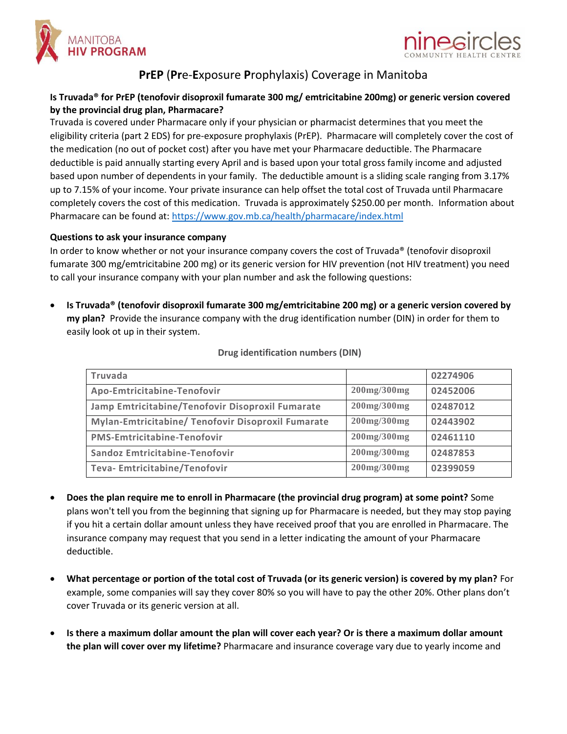# PrEP (Pre-Exposure Prophylaxis) Coverage in Manitoba

**Is Truvada® for PrEP (tenofovir disoproxil fumarate 300 mg/ emtricitabine 200mg) or generic version covered by the provincial drug plan, Pharmacare?**

Truvada is covered under Pharmacare only if your physician or pharmacist determines that you meet the eligibility criteria (part 2 EDS) for pre-exposure prophylaxis (PrEP). Pharmacare will completely cover the cost of the medication (no out of pocket cost) after you have met your Pharmacare deductible. The Pharmacare deductible is paid annually starting every April and is based upon your total gross family income and adjusted based upon number of dependents in your family. The deductible amount is a sliding scale ranging from 3.17% up to 7.15% of your income. Your private insurance can help offset the total cost of Truvada until Pharmacare completely covers the cost of this medication. Truvada is approximately $250.00 per month. Information about Pharmacare can be found at: https://www.gov.mb.ca/health/pharmacare/index.html

**Questions to ask your insurance company**

In order to know whether or not your insurance company covers the cost of Truvada® (tenofovir disoproxil fumarate 300 mg/emtricitabine 200 mg) or its generic version for HIV prevention (not HIV treatment) you need to call your insurance company with your plan number and ask the following questions:

- **Is Truvada® (tenofovir disoproxil fumarate 300 mg/emtricitabine 200 mg) or a generic version covered by my plan?** Provide the insurance company with the drug identification number (DIN) in order for them to easily look ot up in their system.

**Drug identification numbers (DIN)**

| Truvada | | 02274906 |
|---|---|---|
| Apo-Emtricitabine-Tenofovir | 200mg/300mg | 02452006 |
| Jamp Emtricitabine/Tenofovir Disoproxil Fumarate | 200mg/300mg | 02487012 |
| Mylan-Emtricitabine/ Tenofovir Disoproxil Fumarate | 200mg/300mg | 02443902 |
| PMS-Emtricitabine-Tenofovir | 200mg/300mg | 02461110 |
| Sandoz Emtricitabine-Tenofovir | 200mg/300mg | 02487853 |
| Teva- Emtricitabine/Tenofovir | 200mg/300mg | 02399059 |

- **Does the plan require me to enroll in Pharmacare (the provincial drug program) at some point?** Some plans won't tell you from the beginning that signing up for Pharmacare is needed, but they may stop paying if you hit a certain dollar amount unless they have received proof that you are enrolled in Pharmacare. The insurance company may request that you send in a letter indicating the amount of your Pharmacare deductible.

- **What percentage or portion of the total cost of Truvada (or its generic version) is covered by my plan?** For example, some companies will say they cover 80% so you will have to pay the other 20%. Other plans don't cover Truvada or its generic version at all.

- **Is there a maximum dollar amount the plan will cover each year? Or is there a maximum dollar amount the plan will cover over my lifetime?** Pharmacare and insurance coverage vary due to yearly income and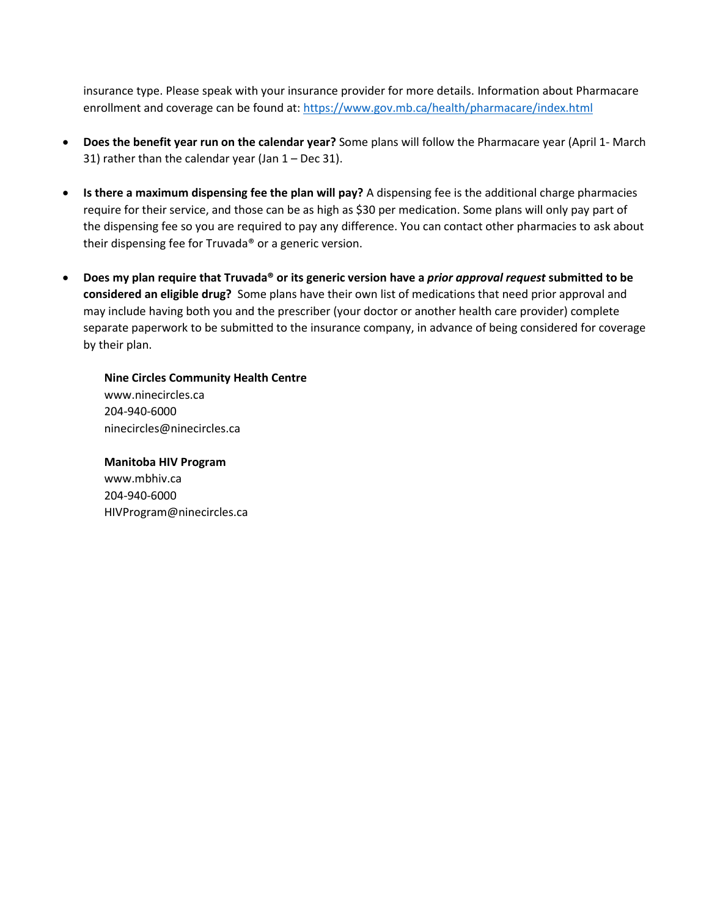insurance type. Please speak with your insurance provider for more details. Information about Pharmacare enrollment and coverage can be found at: [https://www.gov.mb.ca/health/pharmacare/index.html](https://www.gov.mb.ca/health/pharmacare/index.html)

- **Does the benefit year run on the calendar year?** Some plans will follow the Pharmacare year (April 1- March 31) rather than the calendar year (Jan 1 – Dec 31).

- **Is there a maximum dispensing fee the plan will pay?** A dispensing fee is the additional charge pharmacies require for their service, and those can be as high as $30 per medication. Some plans will only pay part of the dispensing fee so you are required to pay any difference. You can contact other pharmacies to ask about their dispensing fee for Truvada® or a generic version.

- **Does my plan require that Truvada® or its generic version have a *prior approval request* submitted to be considered an eligible drug?** Some plans have their own list of medications that need prior approval and may include having both you and the prescriber (your doctor or another health care provider) complete separate paperwork to be submitted to the insurance company, in advance of being considered for coverage by their plan.

**Nine Circles Community Health Centre**
www.ninecircles.ca
204-940-6000
ninecircles@ninecircles.ca

**Manitoba HIV Program**
www.mbhiv.ca
204-940-6000
HIVProgram@ninecircles.ca